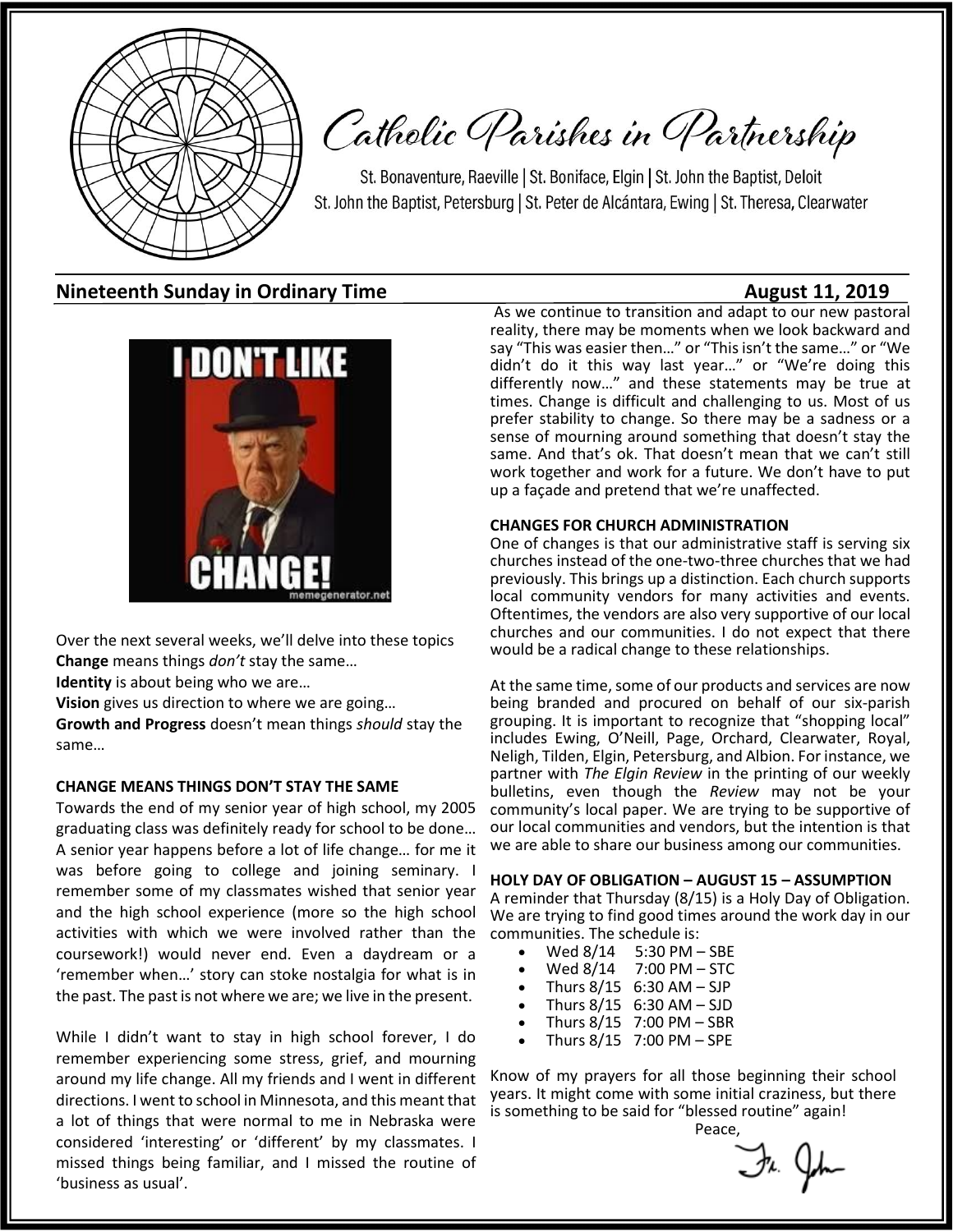# Catholic Parishes in Partnership

St. Bonaventure, Raeville | St. Boniface, Elgin | St. John the Baptist, Deloit
St. John the Baptist, Petersburg | St. Peter de Alcántara, Ewing | St. Theresa, Clearwater

## Nineteenth Sunday in Ordinary Time — August 11, 2019

Over the next several weeks, we'll delve into these topics

**Change** means things *don't* stay the same…

**Identity** is about being who we are…

**Vision** gives us direction to where we are going…

**Growth and Progress** doesn't mean things *should* stay the same…

### CHANGE MEANS THINGS DON'T STAY THE SAME

Towards the end of my senior year of high school, my 2005 graduating class was definitely ready for school to be done… A senior year happens before a lot of life change… for me it was before going to college and joining seminary. I remember some of my classmates wished that senior year and the high school experience (more so the high school activities with which we were involved rather than the coursework!) would never end. Even a daydream or a 'remember when…' story can stoke nostalgia for what is in the past. The past is not where we are; we live in the present.

While I didn't want to stay in high school forever, I do remember experiencing some stress, grief, and mourning around my life change. All my friends and I went in different directions. I went to school in Minnesota, and this meant that a lot of things that were normal to me in Nebraska were considered 'interesting' or 'different' by my classmates. I missed things being familiar, and I missed the routine of 'business as usual'.

As we continue to transition and adapt to our new pastoral reality, there may be moments when we look backward and say "This was easier then…" or "This isn't the same…" or "We didn't do it this way last year…" or "We're doing this differently now…" and these statements may be true at times. Change is difficult and challenging to us. Most of us prefer stability to change. So there may be a sadness or a sense of mourning around something that doesn't stay the same. And that's ok. That doesn't mean that we can't still work together and work for a future. We don't have to put up a façade and pretend that we're unaffected.

### CHANGES FOR CHURCH ADMINISTRATION

One of changes is that our administrative staff is serving six churches instead of the one-two-three churches that we had previously. This brings up a distinction. Each church supports local community vendors for many activities and events. Oftentimes, the vendors are also very supportive of our local churches and our communities. I do not expect that there would be a radical change to these relationships.

At the same time, some of our products and services are now being branded and procured on behalf of our six-parish grouping. It is important to recognize that "shopping local" includes Ewing, O'Neill, Page, Orchard, Clearwater, Royal, Neligh, Tilden, Elgin, Petersburg, and Albion. For instance, we partner with *The Elgin Review* in the printing of our weekly bulletins, even though the *Review* may not be your community's local paper. We are trying to be supportive of our local communities and vendors, but the intention is that we are able to share our business among our communities.

### HOLY DAY OF OBLIGATION – AUGUST 15 – ASSUMPTION

A reminder that Thursday (8/15) is a Holy Day of Obligation. We are trying to find good times around the work day in our communities. The schedule is:

- Wed 8/14 5:30 PM – SBE
- Wed 8/14 7:00 PM – STC
- Thurs 8/15 6:30 AM – SJP
- Thurs 8/15 6:30 AM – SJD
- Thurs 8/15 7:00 PM – SBR
- Thurs 8/15 7:00 PM – SPE

Know of my prayers for all those beginning their school years. It might come with some initial craziness, but there is something to be said for "blessed routine" again!

Peace,

Fr. John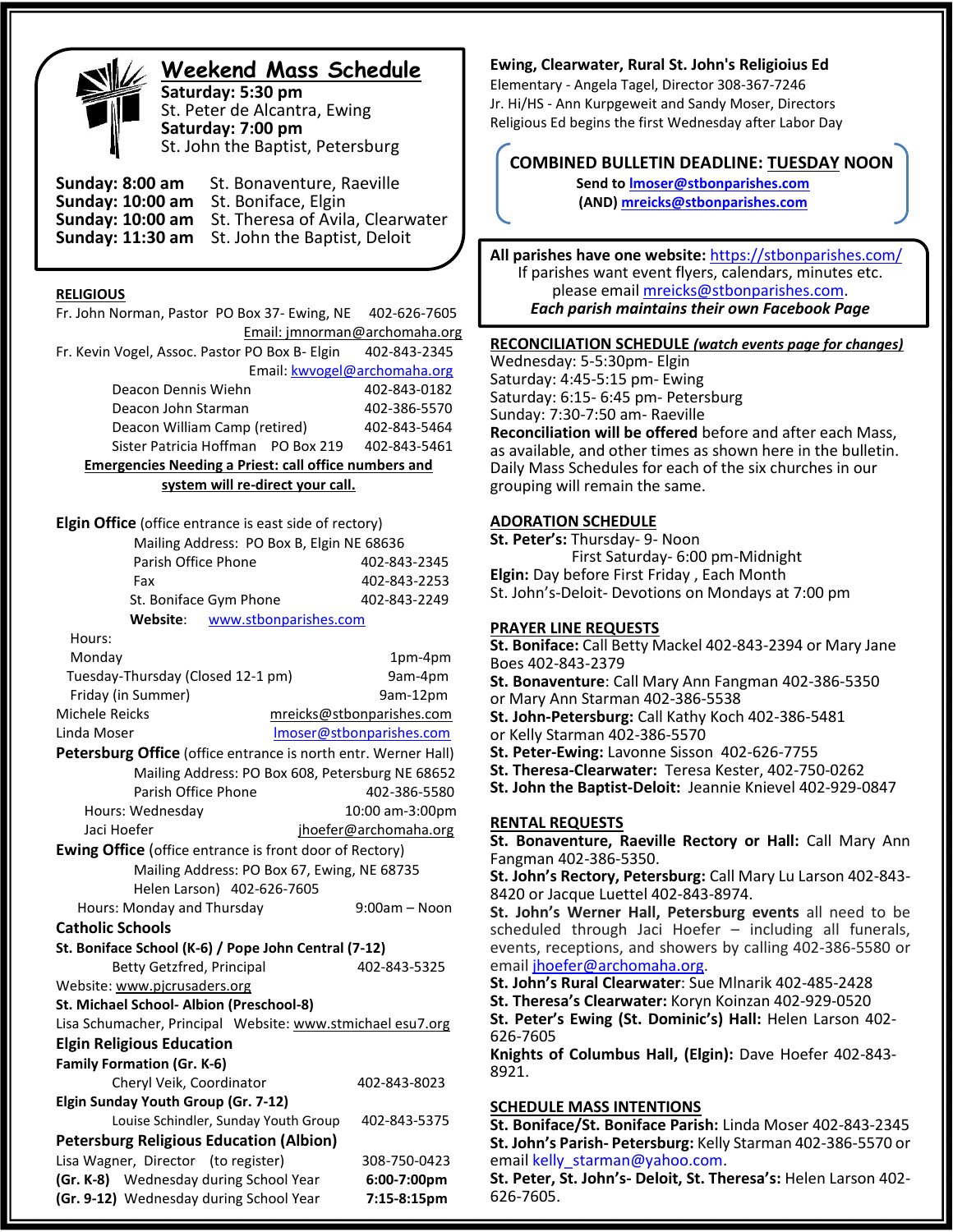## Weekend Mass Schedule

**Saturday: 5:30 pm**
St. Peter de Alcantra, Ewing
**Saturday: 7:00 pm**
St. John the Baptist, Petersburg

**Sunday: 8:00 am** St. Bonaventure, Raeville
**Sunday: 10:00 am** St. Boniface, Elgin
**Sunday: 10:00 am** St. Theresa of Avila, Clearwater
**Sunday: 11:30 am** St. John the Baptist, Deloit

**RELIGIOUS**

Fr. John Norman, Pastor PO Box 37- Ewing, NE 402-626-7605
Email: jmnorman@archomaha.org

Fr. Kevin Vogel, Assoc. Pastor PO Box B- Elgin 402-843-2345
Email: kwvogel@archomaha.org

Deacon Dennis Wiehn 402-843-0182
Deacon John Starman 402-386-5570
Deacon William Camp (retired) 402-843-5464
Sister Patricia Hoffman PO Box 219 402-843-5461

**Emergencies Needing a Priest: call office numbers and system will re-direct your call.**

**Elgin Office** (office entrance is east side of rectory)
Mailing Address: PO Box B, Elgin NE 68636
Parish Office Phone 402-843-2345
Fax 402-843-2253
St. Boniface Gym Phone 402-843-2249
**Website**: www.stbonparishes.com

Hours:
Monday 1pm-4pm
Tuesday-Thursday (Closed 12-1 pm) 9am-4pm
Friday (in Summer) 9am-12pm

Michele Reicks mreicks@stbonparishes.com
Linda Moser lmoser@stbonparishes.com

**Petersburg Office** (office entrance is north entr. Werner Hall)
Mailing Address: PO Box 608, Petersburg NE 68652
Parish Office Phone 402-386-5580
Hours: Wednesday 10:00 am-3:00pm
Jaci Hoefer jhoefer@archomaha.org

**Ewing Office** (office entrance is front door of Rectory)
Mailing Address: PO Box 67, Ewing, NE 68735
Helen Larson) 402-626-7605
Hours: Monday and Thursday 9:00am – Noon

**Catholic Schools**

**St. Boniface School (K-6) / Pope John Central (7-12)**
Betty Getzfred, Principal 402-843-5325
Website: www.pjcrusaders.org

**St. Michael School- Albion (Preschool-8)**
Lisa Schumacher, Principal Website: www.stmichael esu7.org

**Elgin Religious Education**

**Family Formation (Gr. K-6)**
Cheryl Veik, Coordinator 402-843-8023

**Elgin Sunday Youth Group (Gr. 7-12)**
Louise Schindler, Sunday Youth Group 402-843-5375

**Petersburg Religious Education (Albion)**
Lisa Wagner, Director (to register) 308-750-0423
**(Gr. K-8)** Wednesday during School Year **6:00-7:00pm**
**(Gr. 9-12)** Wednesday during School Year **7:15-8:15pm**

**Ewing, Clearwater, Rural St. John's Religioius Ed**
Elementary - Angela Tagel, Director 308-367-7246
Jr. Hi/HS - Ann Kurpgeweit and Sandy Moser, Directors
Religious Ed begins the first Wednesday after Labor Day

**COMBINED BULLETIN DEADLINE: TUESDAY NOON**
**Send to lmoser@stbonparishes.com**
**(AND) mreicks@stbonparishes.com**

**All parishes have one website:** https://stbonparishes.com/
If parishes want event flyers, calendars, minutes etc. please email mreicks@stbonparishes.com.
***Each parish maintains their own Facebook Page***

**RECONCILIATION SCHEDULE** ***(watch events page for changes)***
Wednesday: 5-5:30pm- Elgin
Saturday: 4:45-5:15 pm- Ewing
Saturday: 6:15- 6:45 pm- Petersburg
Sunday: 7:30-7:50 am- Raeville
**Reconciliation will be offered** before and after each Mass, as available, and other times as shown here in the bulletin. Daily Mass Schedules for each of the six churches in our grouping will remain the same.

**ADORATION SCHEDULE**
**St. Peter's:** Thursday- 9- Noon
First Saturday- 6:00 pm-Midnight
**Elgin:** Day before First Friday , Each Month
St. John's-Deloit- Devotions on Mondays at 7:00 pm

**PRAYER LINE REQUESTS**
**St. Boniface:** Call Betty Mackel 402-843-2394 or Mary Jane Boes 402-843-2379
**St. Bonaventure**: Call Mary Ann Fangman 402-386-5350 or Mary Ann Starman 402-386-5538
**St. John-Petersburg:** Call Kathy Koch 402-386-5481 or Kelly Starman 402-386-5570
**St. Peter-Ewing:** Lavonne Sisson 402-626-7755
**St. Theresa-Clearwater:** Teresa Kester, 402-750-0262
**St. John the Baptist-Deloit:** Jeannie Knievel 402-929-0847

**RENTAL REQUESTS**
**St. Bonaventure, Raeville Rectory or Hall:** Call Mary Ann Fangman 402-386-5350.
**St. John's Rectory, Petersburg:** Call Mary Lu Larson 402-843-8420 or Jacque Luettel 402-843-8974.
**St. John's Werner Hall, Petersburg events** all need to be scheduled through Jaci Hoefer – including all funerals, events, receptions, and showers by calling 402-386-5580 or email jhoefer@archomaha.org.
**St. John's Rural Clearwater**: Sue Mlnarik 402-485-2428
**St. Theresa's Clearwater:** Koryn Koinzan 402-929-0520
**St. Peter's Ewing (St. Dominic's) Hall:** Helen Larson 402-626-7605
**Knights of Columbus Hall, (Elgin):** Dave Hoefer 402-843-8921.

**SCHEDULE MASS INTENTIONS**
**St. Boniface/St. Boniface Parish:** Linda Moser 402-843-2345
**St. John's Parish- Petersburg:** Kelly Starman 402-386-5570 or email kelly_starman@yahoo.com.
**St. Peter, St. John's- Deloit, St. Theresa's:** Helen Larson 402-626-7605.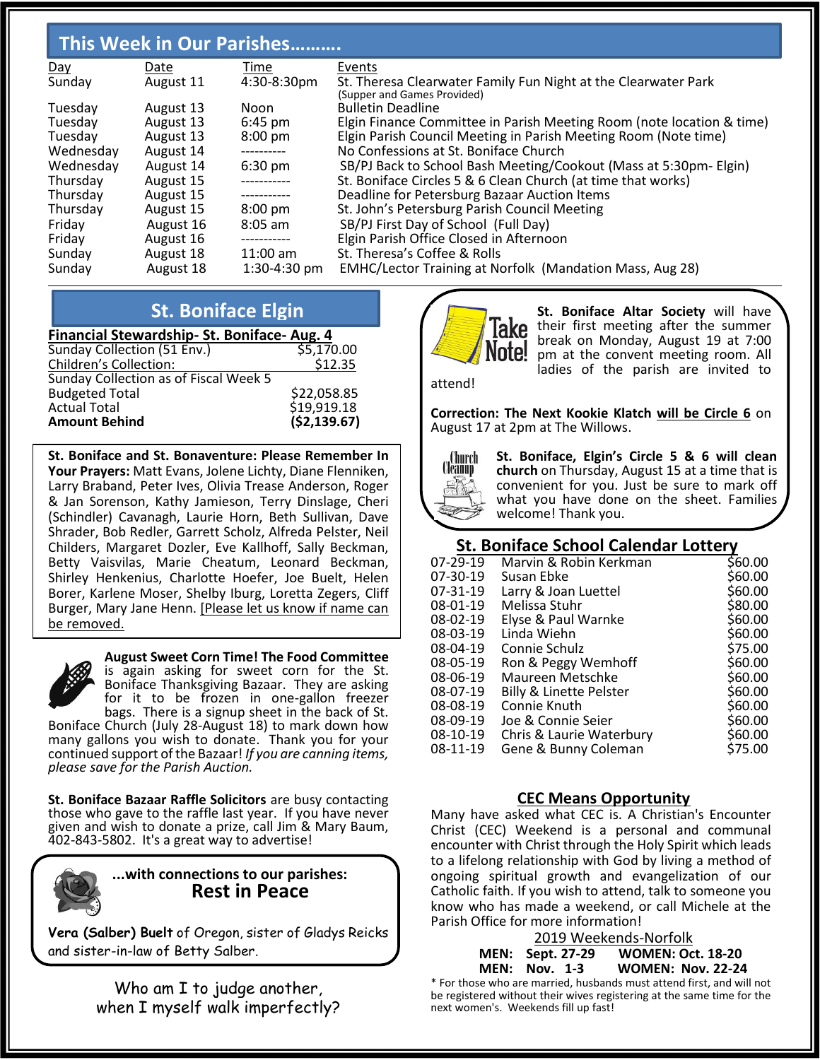## This Week in Our Parishes……….

| Day | Date | Time | Events |
|---|---|---|---|
| Sunday | August 11 | 4:30-8:30pm | St. Theresa Clearwater Family Fun Night at the Clearwater Park (Supper and Games Provided) |
| Tuesday | August 13 | Noon | Bulletin Deadline |
| Tuesday | August 13 | 6:45 pm | Elgin Finance Committee in Parish Meeting Room (note location & time) |
| Tuesday | August 13 | 8:00 pm | Elgin Parish Council Meeting in Parish Meeting Room (Note time) |
| Wednesday | August 14 | ---------- | No Confessions at St. Boniface Church |
| Wednesday | August 14 | 6:30 pm | SB/PJ Back to School Bash Meeting/Cookout (Mass at 5:30pm- Elgin) |
| Thursday | August 15 | ----------- | St. Boniface Circles 5 & 6 Clean Church (at time that works) |
| Thursday | August 15 | ----------- | Deadline for Petersburg Bazaar Auction Items |
| Thursday | August 15 | 8:00 pm | St. John's Petersburg Parish Council Meeting |
| Friday | August 16 | 8:05 am | SB/PJ First Day of School (Full Day) |
| Friday | August 16 | ----------- | Elgin Parish Office Closed in Afternoon |
| Sunday | August 18 | 11:00 am | St. Theresa's Coffee & Rolls |
| Sunday | August 18 | 1:30-4:30 pm | EMHC/Lector Training at Norfolk (Mandation Mass, Aug 28) |

## St. Boniface Elgin

**Financial Stewardship- St. Boniface- Aug. 4**

| | |
|---|---|
| Sunday Collection (51 Env.) | $5,170.00 |
| Children's Collection: | $12.35 |
| Sunday Collection as of Fiscal Week 5 | |
| Budgeted Total | $22,058.85 |
| Actual Total | $19,919.18 |
| **Amount Behind** | **($2,139.67)** |

**St. Boniface and St. Bonaventure: Please Remember In Your Prayers:** Matt Evans, Jolene Lichty, Diane Flenniken, Larry Braband, Peter Ives, Olivia Trease Anderson, Roger & Jan Sorenson, Kathy Jamieson, Terry Dinslage, Cheri (Schindler) Cavanagh, Laurie Horn, Beth Sullivan, Dave Shrader, Bob Redler, Garrett Scholz, Alfreda Pelster, Neil Childers, Margaret Dozler, Eve Kallhoff, Sally Beckman, Betty Vaisvilas, Marie Cheatum, Leonard Beckman, Shirley Henkenius, Charlotte Hoefer, Joe Buelt, Helen Borer, Karlene Moser, Shelby Iburg, Loretta Zegers, Cliff Burger, Mary Jane Henn. [Please let us know if name can be removed.

**August Sweet Corn Time! The Food Committee** is again asking for sweet corn for the St. Boniface Thanksgiving Bazaar. They are asking for it to be frozen in one-gallon freezer bags. There is a signup sheet in the back of St. Boniface Church (July 28-August 18) to mark down how many gallons you wish to donate. Thank you for your continued support of the Bazaar! *If you are canning items, please save for the Parish Auction.*

**St. Boniface Bazaar Raffle Solicitors** are busy contacting those who gave to the raffle last year. If you have never given and wish to donate a prize, call Jim & Mary Baum, 402-843-5802. It's a great way to advertise!

**...with connections to our parishes:**
**Rest in Peace**

**Vera (Salber) Buelt** of Oregon, sister of Gladys Reicks and sister-in-law of Betty Salber.

Who am I to judge another, when I myself walk imperfectly?

**Take Note!** **St. Boniface Altar Society** will have their first meeting after the summer break on Monday, August 19 at 7:00 pm at the convent meeting room. All ladies of the parish are invited to attend!

**Correction: The Next Kookie Klatch will be Circle 6** on August 17 at 2pm at The Willows.

**St. Boniface, Elgin's Circle 5 & 6 will clean church** on Thursday, August 15 at a time that is convenient for you. Just be sure to mark off what you have done on the sheet. Families welcome! Thank you.

**St. Boniface School Calendar Lottery**

| | | |
|---|---|---|
| 07-29-19 | Marvin & Robin Kerkman | $60.00 |
| 07-30-19 | Susan Ebke | $60.00 |
| 07-31-19 | Larry & Joan Luettel | $60.00 |
| 08-01-19 | Melissa Stuhr | $80.00 |
| 08-02-19 | Elyse & Paul Warnke | $60.00 |
| 08-03-19 | Linda Wiehn | $60.00 |
| 08-04-19 | Connie Schulz | $75.00 |
| 08-05-19 | Ron & Peggy Wemhoff | $60.00 |
| 08-06-19 | Maureen Metschke | $60.00 |
| 08-07-19 | Billy & Linette Pelster | $60.00 |
| 08-08-19 | Connie Knuth | $60.00 |
| 08-09-19 | Joe & Connie Seier | $60.00 |
| 08-10-19 | Chris & Laurie Waterbury | $60.00 |
| 08-11-19 | Gene & Bunny Coleman | $75.00 |

**CEC Means Opportunity**

Many have asked what CEC is. A Christian's Encounter Christ (CEC) Weekend is a personal and communal encounter with Christ through the Holy Spirit which leads to a lifelong relationship with God by living a method of ongoing spiritual growth and evangelization of our Catholic faith. If you wish to attend, talk to someone you know who has made a weekend, or call Michele at the Parish Office for more information!

2019 Weekends-Norfolk

**MEN: Sept. 27-29 WOMEN: Oct. 18-20**
**MEN: Nov. 1-3 WOMEN: Nov. 22-24**

* For those who are married, husbands must attend first, and will not be registered without their wives registering at the same time for the next women's. Weekends fill up fast!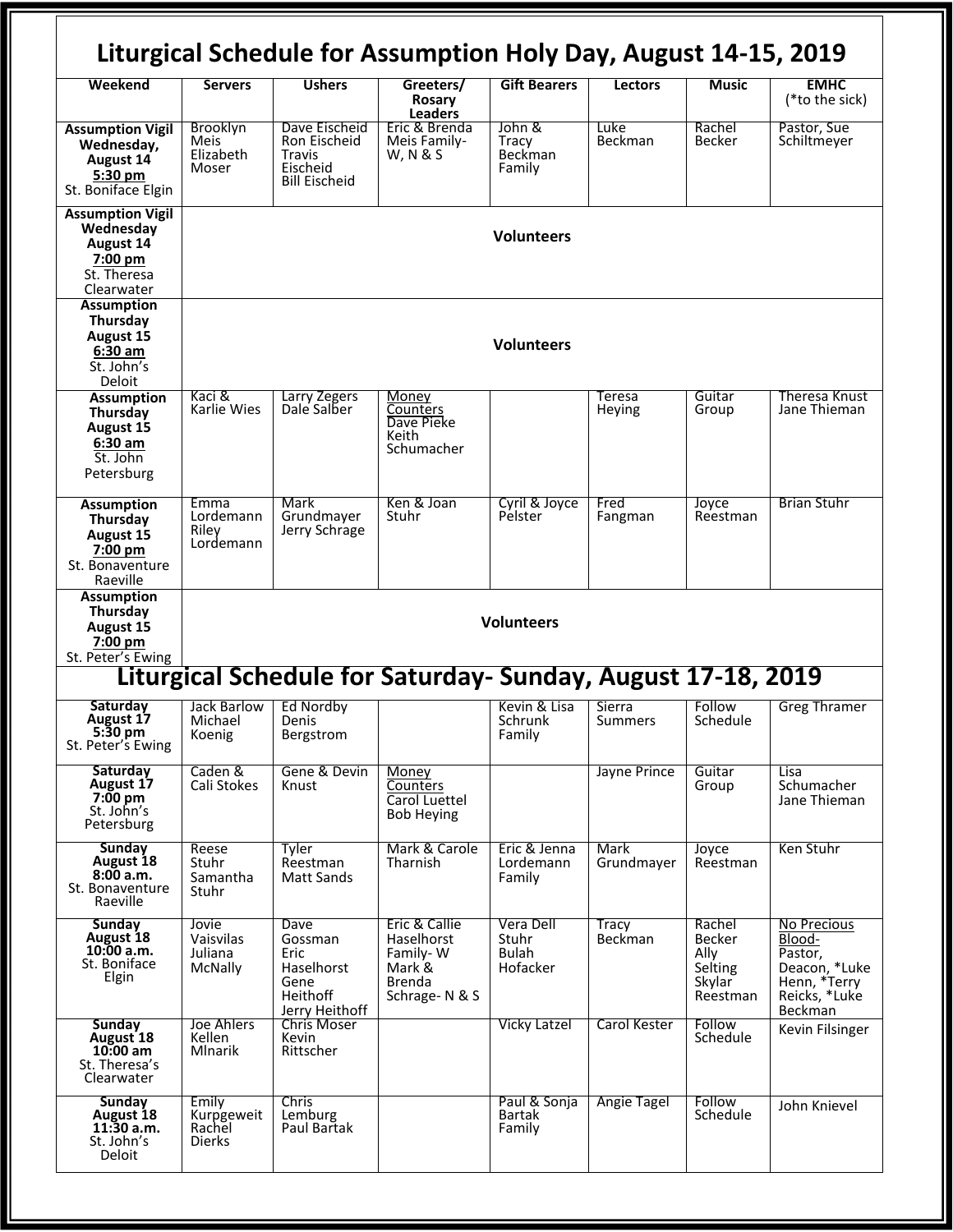# Liturgical Schedule for Assumption Holy Day, August 14-15, 2019

| Weekend | Servers | Ushers | Greeters/ Rosary Leaders | Gift Bearers | Lectors | Music | EMHC (*to the sick) |
|---|---|---|---|---|---|---|---|
| **Assumption Vigil Wednesday, August 14 5:30 pm** St. Boniface Elgin | Brooklyn Meis Elizabeth Moser | Dave Eischeid Ron Eischeid Travis Eischeid Bill Eischeid | Eric & Brenda Meis Family- W, N & S | John & Tracy Beckman Family | Luke Beckman | Rachel Becker | Pastor, Sue Schiltmeyer |
| **Assumption Vigil Wednesday August 14 7:00 pm** St. Theresa Clearwater | **Volunteers** | | | | | | |
| **Assumption Thursday August 15 6:30 am** St. John's Deloit | **Volunteers** | | | | | | |
| **Assumption Thursday August 15 6:30 am** St. John Petersburg | Kaci & Karlie Wies | Larry Zegers Dale Salber | Money Counters Dave Pieke Keith Schumacher | | Teresa Heying | Guitar Group | Theresa Knust Jane Thieman |
| **Assumption Thursday August 15 7:00 pm** St. Bonaventure Raeville | Emma Lordemann Riley Lordemann | Mark Grundmayer Jerry Schrage | Ken & Joan Stuhr | Cyril & Joyce Pelster | Fred Fangman | Joyce Reestman | Brian Stuhr |
| **Assumption Thursday August 15 7:00 pm** St. Peter's Ewing | **Volunteers** | | | | | | |

# Liturgical Schedule for Saturday- Sunday, August 17-18, 2019

| Weekend | Servers | Ushers | Greeters/ Rosary Leaders | Gift Bearers | Lectors | Music | EMHC (*to the sick) |
|---|---|---|---|---|---|---|---|
| **Saturday August 17 5:30 pm** St. Peter's Ewing | Jack Barlow Michael Koenig | Ed Nordby Denis Bergstrom | | Kevin & Lisa Schrunk Family | Sierra Summers | Follow Schedule | Greg Thramer |
| **Saturday August 17 7:00 pm** St. John's Petersburg | Caden & Cali Stokes | Gene & Devin Knust | Money Counters Carol Luettel Bob Heying | | Jayne Prince | Guitar Group | Lisa Schumacher Jane Thieman |
| **Sunday August 18 8:00 a.m.** St. Bonaventure Raeville | Reese Stuhr Samantha Stuhr | Tyler Reestman Matt Sands | Mark & Carole Tharnish | Eric & Jenna Lordemann Family | Mark Grundmayer | Joyce Reestman | Ken Stuhr |
| **Sunday August 18 10:00 a.m.** St. Boniface Elgin | Jovie Vaisvilas Juliana McNally | Dave Gossman Eric Haselhorst Gene Heithoff Jerry Heithoff | Eric & Callie Haselhorst Family- W Mark & Brenda Schrage- N & S | Vera Dell Stuhr Bulah Hofacker | Tracy Beckman | Rachel Becker Ally Selting Skylar Reestman | No Precious Blood- Pastor, Deacon, *Luke Henn, *Terry Reicks, *Luke Beckman |
| **Sunday August 18 10:00 am** St. Theresa's Clearwater | Joe Ahlers Kellen Mlnarik | Chris Moser Kevin Rittscher | | Vicky Latzel | Carol Kester | Follow Schedule | Kevin Filsinger |
| **Sunday August 18 11:30 a.m.** St. John's Deloit | Emily Kurpgeweit Rachel Dierks | Chris Lemburg Paul Bartak | | Paul & Sonja Bartak Family | Angie Tagel | Follow Schedule | John Knievel |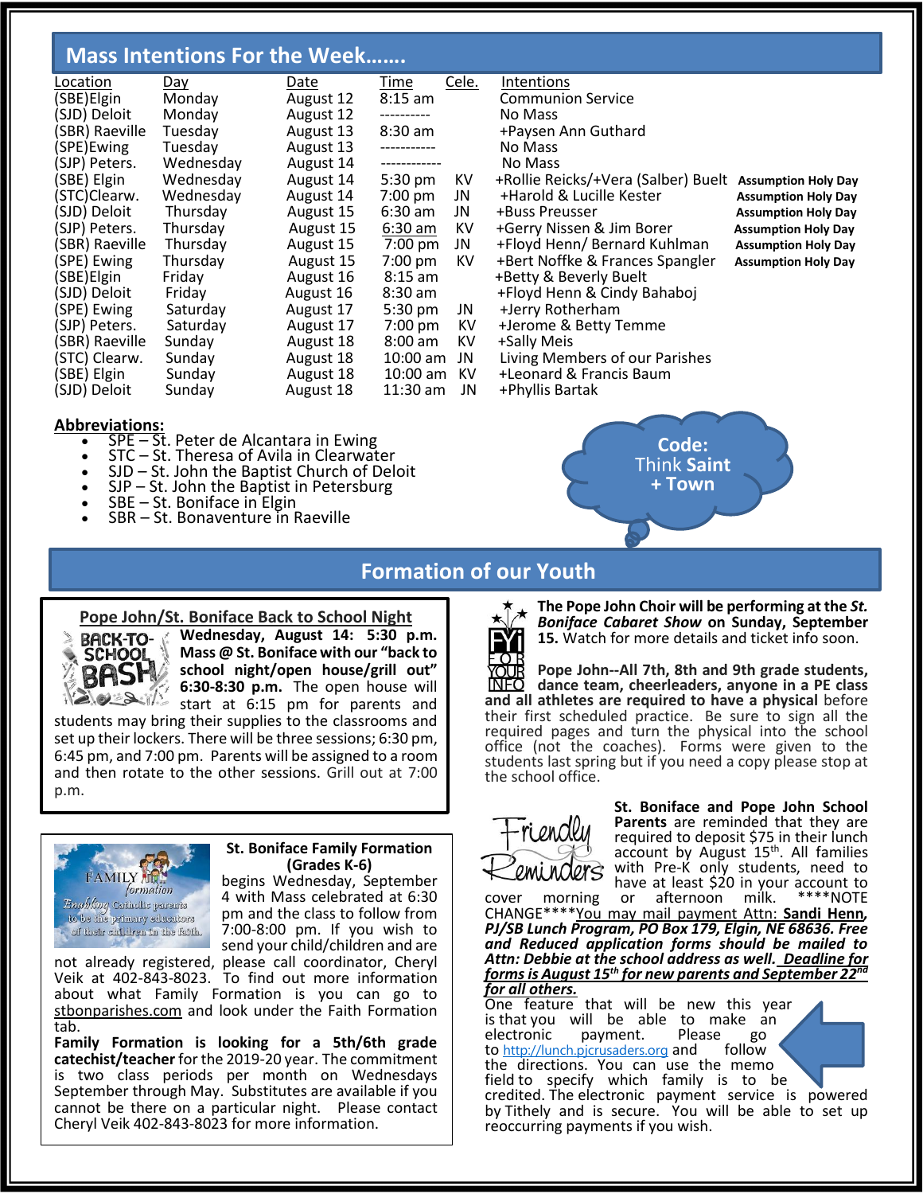## Mass Intentions For the Week…….

| Location | Day | Date | Time | Cele. | Intentions | |
|---|---|---|---|---|---|---|
| (SBE)Elgin | Monday | August 12 | 8:15 am | | Communion Service | |
| (SJD) Deloit | Monday | August 12 | ---------- | | No Mass | |
| (SBR) Raeville | Tuesday | August 13 | 8:30 am | | +Paysen Ann Guthard | |
| (SPE)Ewing | Tuesday | August 13 | ----------- | | No Mass | |
| (SJP) Peters. | Wednesday | August 14 | ------------ | | No Mass | |
| (SBE) Elgin | Wednesday | August 14 | 5:30 pm | KV | +Rollie Reicks/+Vera (Salber) Buelt | **Assumption Holy Day** |
| (STC)Clearw. | Wednesday | August 14 | 7:00 pm | JN | +Harold & Lucille Kester | **Assumption Holy Day** |
| (SJD) Deloit | Thursday | August 15 | 6:30 am | JN | +Buss Preusser | **Assumption Holy Day** |
| (SJP) Peters. | Thursday | August 15 | 6:30 am | KV | +Gerry Nissen & Jim Borer | **Assumption Holy Day** |
| (SBR) Raeville | Thursday | August 15 | 7:00 pm | JN | +Floyd Henn/ Bernard Kuhlman | **Assumption Holy Day** |
| (SPE) Ewing | Thursday | August 15 | 7:00 pm | KV | +Bert Noffke & Frances Spangler | **Assumption Holy Day** |
| (SBE)Elgin | Friday | August 16 | 8:15 am | | +Betty & Beverly Buelt | |
| (SJD) Deloit | Friday | August 16 | 8:30 am | | +Floyd Henn & Cindy Bahaboj | |
| (SPE) Ewing | Saturday | August 17 | 5:30 pm | JN | +Jerry Rotherham | |
| (SJP) Peters. | Saturday | August 17 | 7:00 pm | KV | +Jerome & Betty Temme | |
| (SBR) Raeville | Sunday | August 18 | 8:00 am | KV | +Sally Meis | |
| (STC) Clearw. | Sunday | August 18 | 10:00 am | JN | Living Members of our Parishes | |
| (SBE) Elgin | Sunday | August 18 | 10:00 am | KV | +Leonard & Francis Baum | |
| (SJD) Deloit | Sunday | August 18 | 11:30 am | JN | +Phyllis Bartak | |

**Abbreviations:**

- SPE – St. Peter de Alcantara in Ewing
- STC – St. Theresa of Avila in Clearwater
- SJD – St. John the Baptist Church of Deloit
- SJP – St. John the Baptist in Petersburg
- SBE – St. Boniface in Elgin
- SBR – St. Bonaventure in Raeville

**Code:** Think **Saint + Town**

## Formation of our Youth

### Pope John/St. Boniface Back to School Night

**Wednesday, August 14: 5:30 p.m. Mass @ St. Boniface with our "back to school night/open house/grill out" 6:30-8:30 p.m.** The open house will start at 6:15 pm for parents and students may bring their supplies to the classrooms and set up their lockers. There will be three sessions; 6:30 pm, 6:45 pm, and 7:00 pm. Parents will be assigned to a room and then rotate to the other sessions. Grill out at 7:00 p.m.

### St. Boniface Family Formation (Grades K-6)

begins Wednesday, September 4 with Mass celebrated at 6:30 pm and the class to follow from 7:00-8:00 pm. If you wish to send your child/children and are not already registered, please call coordinator, Cheryl Veik at 402-843-8023. To find out more information about what Family Formation is you can go to stbonparishes.com and look under the Faith Formation tab.

**Family Formation is looking for a 5th/6th grade catechist/teacher** for the 2019-20 year. The commitment is two class periods per month on Wednesdays September through May. Substitutes are available if you cannot be there on a particular night. Please contact Cheryl Veik 402-843-8023 for more information.

**The Pope John Choir will be performing at the *St. Boniface Cabaret Show* on Sunday, September 15.** Watch for more details and ticket info soon.

**Pope John--All 7th, 8th and 9th grade students, dance team, cheerleaders, anyone in a PE class and all athletes are required to have a physical** before their first scheduled practice. Be sure to sign all the required pages and turn the physical into the school office (not the coaches). Forms were given to the students last spring but if you need a copy please stop at the school office.

**St. Boniface and Pope John School Parents** are reminded that they are required to deposit $75 in their lunch account by August 15th. All families with Pre-K only students, need to have at least $20 in your account to cover morning or afternoon milk. ****NOTE CHANGE****You may mail payment Attn: **Sandi Henn,** ***PJ/SB Lunch Program, PO Box 179, Elgin, NE 68636. Free and Reduced application forms should be mailed to Attn: Debbie at the school address as well. Deadline for forms is August 15th for new parents and September 22nd for all others.***

One feature that will be new this year is that you will be able to make an electronic payment. Please go to http://lunch.pjcrusaders.org and follow the directions. You can use the memo field to specify which family is to be credited. The electronic payment service is powered by Tithely and is secure. You will be able to set up reoccurring payments if you wish.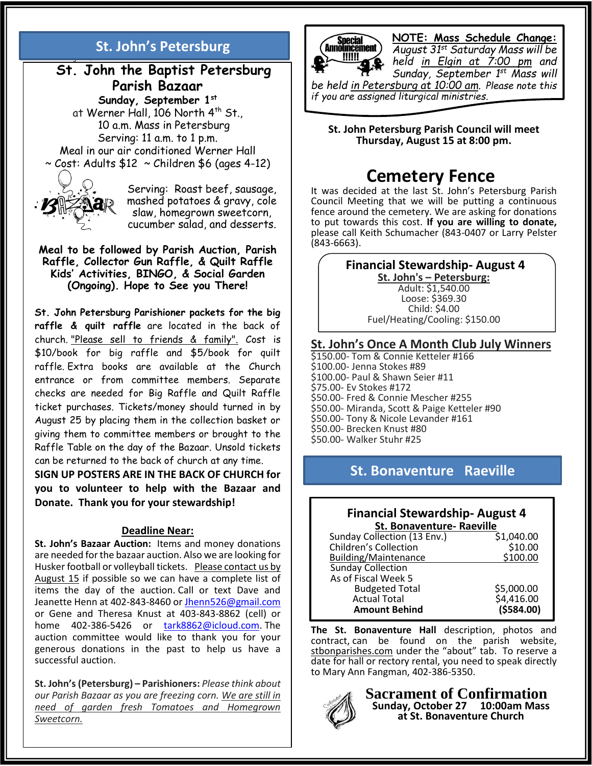## St. John's Petersburg

### St. John the Baptist Petersburg Parish Bazaar

**Sunday, September 1st**
at Werner Hall, 106 North 4th St.,
10 a.m. Mass in Petersburg
Serving: 11 a.m. to 1 p.m.
Meal in our air conditioned Werner Hall
~ Cost: Adults $12 ~ Children $6 (ages 4-12)

Serving: Roast beef, sausage, mashed potatoes & gravy, cole slaw, homegrown sweetcorn, cucumber salad, and desserts.

**Meal to be followed by Parish Auction, Parish Raffle, Collector Gun Raffle, & Quilt Raffle Kids' Activities, BINGO, & Social Garden (Ongoing). Hope to See you There!**

**St. John Petersburg Parishioner packets for the big raffle & quilt raffle** are located in the back of church. "Please sell to friends & family". Cost is $10/book for big raffle and $5/book for quilt raffle. Extra books are available at the Church entrance or from committee members. Separate checks are needed for Big Raffle and Quilt Raffle ticket purchases. Tickets/money should turned in by August 25 by placing them in the collection basket or giving them to committee members or brought to the Raffle Table on the day of the Bazaar. Unsold tickets can be returned to the back of church at any time.
**SIGN UP POSTERS ARE IN THE BACK OF CHURCH for you to volunteer to help with the Bazaar and Donate. Thank you for your stewardship!**

**Deadline Near:**
**St. John's Bazaar Auction:** Items and money donations are needed for the bazaar auction. Also we are looking for Husker football or volleyball tickets. Please contact us by August 15 if possible so we can have a complete list of items the day of the auction. Call or text Dave and Jeanette Henn at 402-843-8460 or Jhenn526@gmail.com or Gene and Theresa Knust at 403-843-8862 (cell) or home 402-386-5426 or tark8862@icloud.com. The auction committee would like to thank you for your generous donations in the past to help us have a successful auction.

**St. John's (Petersburg) – Parishioners:** *Please think about our Parish Bazaar as you are freezing corn. We are still in need of garden fresh Tomatoes and Homegrown Sweetcorn.*

Special Announcement !!!!!

**NOTE: Mass Schedule Change:** *August 31st Saturday Mass will be held in Elgin at 7:00 pm and Sunday, September 1st Mass will be held in Petersburg at 10:00 am. Please note this if you are assigned liturgical ministries.*

**St. John Petersburg Parish Council will meet Thursday, August 15 at 8:00 pm.**

## Cemetery Fence

It was decided at the last St. John's Petersburg Parish Council Meeting that we will be putting a continuous fence around the cemetery. We are asking for donations to put towards this cost. **If you are willing to donate,** please call Keith Schumacher (843-0407 or Larry Pelster (843-6663).

**Financial Stewardship- August 4**
**St. John's – Petersburg:**
Adult: $1,540.00
Loose: $369.30
Child: $4.00
Fuel/Heating/Cooling: $150.00

### St. John's Once A Month Club July Winners

$150.00- Tom & Connie Ketteler #166
$100.00- Jenna Stokes #89
$100.00- Paul & Shawn Seier #11
$75.00- Ev Stokes #172
$50.00- Fred & Connie Mescher #255
$50.00- Miranda, Scott & Paige Ketteler #90
$50.00- Tony & Nicole Levander #161
$50.00- Brecken Knust #80
$50.00- Walker Stuhr #25

## St. Bonaventure Raeville

**Financial Stewardship- August 4**
**St. Bonaventure- Raeville**

| | |
|---|---|
| Sunday Collection (13 Env.) | $1,040.00 |
| Children's Collection | $10.00 |
| Building/Maintenance | $100.00 |
| Sunday Collection | |
| As of Fiscal Week 5 | |
| Budgeted Total | $5,000.00 |
| Actual Total | $4,416.00 |
| **Amount Behind** | **($584.00)** |

**The St. Bonaventure Hall** description, photos and contract, can be found on the parish website, stbonparishes.com under the "about" tab. To reserve a date for hall or rectory rental, you need to speak directly to Mary Ann Fangman, 402-386-5350.

### Sacrament of Confirmation

**Sunday, October 27 10:00am Mass at St. Bonaventure Church**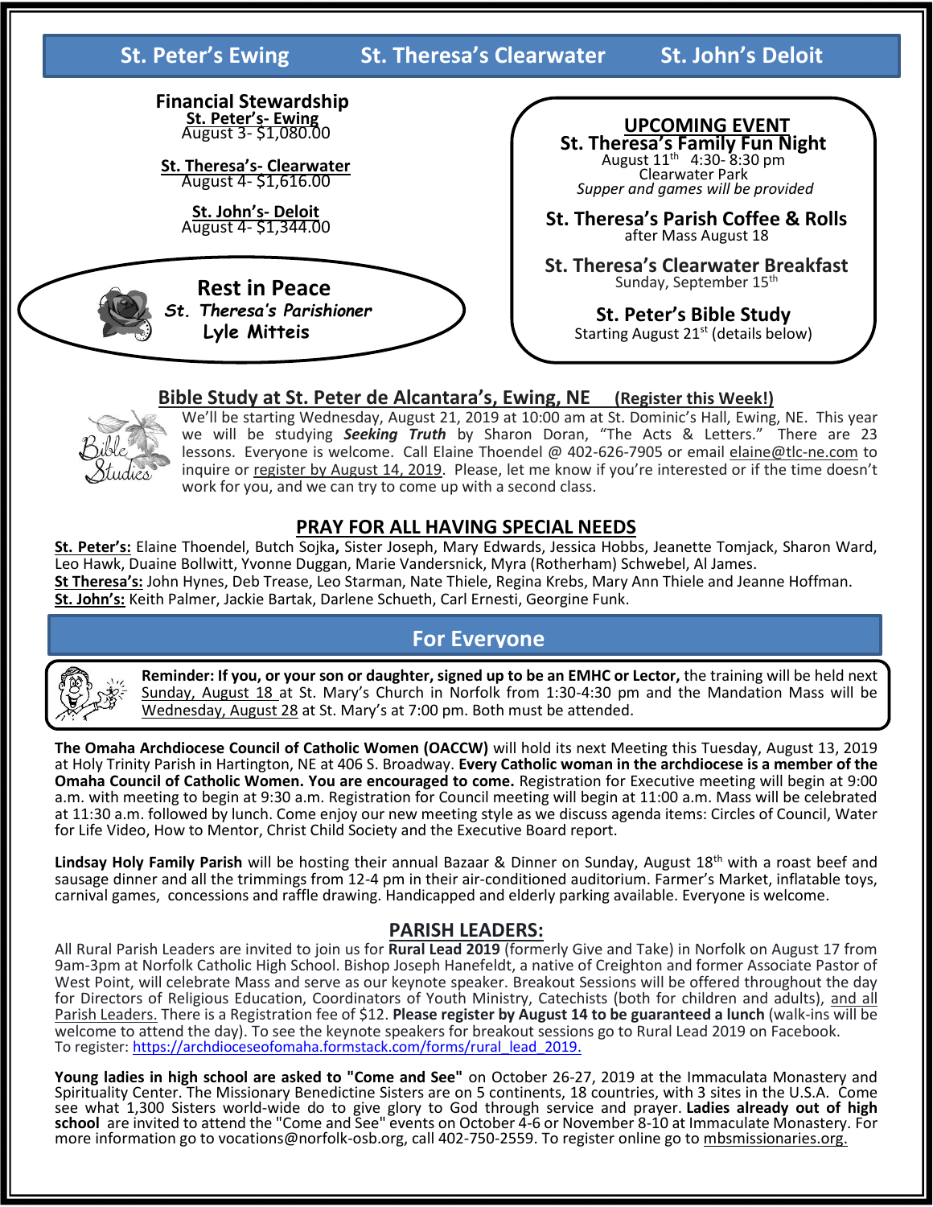## St. Peter's Ewing St. Theresa's Clearwater St. John's Deloit

### Financial Stewardship

**St. Peter's- Ewing**
August 3- $1,080.00

**St. Theresa's- Clearwater**
August 4- $1,616.00

**St. John's- Deloit**
August 4- $1,344.00

### Rest in Peace

*St. Theresa's Parishioner*
**Lyle Mitteis**

### UPCOMING EVENT

**St. Theresa's Family Fun Night**
August 11th 4:30- 8:30 pm
Clearwater Park
*Supper and games will be provided*

**St. Theresa's Parish Coffee & Rolls**
after Mass August 18

**St. Theresa's Clearwater Breakfast**
Sunday, September 15th

**St. Peter's Bible Study**
Starting August 21st (details below)

### Bible Study at St. Peter de Alcantara's, Ewing, NE (Register this Week!)

We'll be starting Wednesday, August 21, 2019 at 10:00 am at St. Dominic's Hall, Ewing, NE. This year we will be studying ***Seeking Truth*** by Sharon Doran, "The Acts & Letters." There are 23 lessons. Everyone is welcome. Call Elaine Thoendel @ 402-626-7905 or email elaine@tlc-ne.com to inquire or register by August 14, 2019. Please, let me know if you're interested or if the time doesn't work for you, and we can try to come up with a second class.

### PRAY FOR ALL HAVING SPECIAL NEEDS

**St. Peter's:** Elaine Thoendel, Butch Sojka**,** Sister Joseph, Mary Edwards, Jessica Hobbs, Jeanette Tomjack, Sharon Ward, Leo Hawk, Duaine Bollwitt, Yvonne Duggan, Marie Vandersnick, Myra (Rotherham) Schwebel, Al James.
**St Theresa's:** John Hynes, Deb Trease, Leo Starman, Nate Thiele, Regina Krebs, Mary Ann Thiele and Jeanne Hoffman.
**St. John's:** Keith Palmer, Jackie Bartak, Darlene Schueth, Carl Ernesti, Georgine Funk.

## For Everyone

**Reminder: If you, or your son or daughter, signed up to be an EMHC or Lector,** the training will be held next Sunday, August 18 at St. Mary's Church in Norfolk from 1:30-4:30 pm and the Mandation Mass will be Wednesday, August 28 at St. Mary's at 7:00 pm. Both must be attended.

**The Omaha Archdiocese Council of Catholic Women (OACCW)** will hold its next Meeting this Tuesday, August 13, 2019 at Holy Trinity Parish in Hartington, NE at 406 S. Broadway. **Every Catholic woman in the archdiocese is a member of the Omaha Council of Catholic Women. You are encouraged to come.** Registration for Executive meeting will begin at 9:00 a.m. with meeting to begin at 9:30 a.m. Registration for Council meeting will begin at 11:00 a.m. Mass will be celebrated at 11:30 a.m. followed by lunch. Come enjoy our new meeting style as we discuss agenda items: Circles of Council, Water for Life Video, How to Mentor, Christ Child Society and the Executive Board report.

**Lindsay Holy Family Parish** will be hosting their annual Bazaar & Dinner on Sunday, August 18th with a roast beef and sausage dinner and all the trimmings from 12-4 pm in their air-conditioned auditorium. Farmer's Market, inflatable toys, carnival games, concessions and raffle drawing. Handicapped and elderly parking available. Everyone is welcome.

### PARISH LEADERS:

All Rural Parish Leaders are invited to join us for **Rural Lead 2019** (formerly Give and Take) in Norfolk on August 17 from 9am-3pm at Norfolk Catholic High School. Bishop Joseph Hanefeldt, a native of Creighton and former Associate Pastor of West Point, will celebrate Mass and serve as our keynote speaker. Breakout Sessions will be offered throughout the day for Directors of Religious Education, Coordinators of Youth Ministry, Catechists (both for children and adults), and all Parish Leaders. There is a Registration fee of $12. **Please register by August 14 to be guaranteed a lunch** (walk-ins will be welcome to attend the day). To see the keynote speakers for breakout sessions go to Rural Lead 2019 on Facebook.
To register: https://archdioceseofomaha.formstack.com/forms/rural_lead_2019.

**Young ladies in high school are asked to "Come and See"** on October 26-27, 2019 at the Immaculata Monastery and Spirituality Center. The Missionary Benedictine Sisters are on 5 continents, 18 countries, with 3 sites in the U.S.A. Come see what 1,300 Sisters world-wide do to give glory to God through service and prayer. **Ladies already out of high school** are invited to attend the "Come and See" events on October 4-6 or November 8-10 at Immaculate Monastery. For more information go to vocations@norfolk-osb.org, call 402-750-2559. To register online go to mbsmissionaries.org.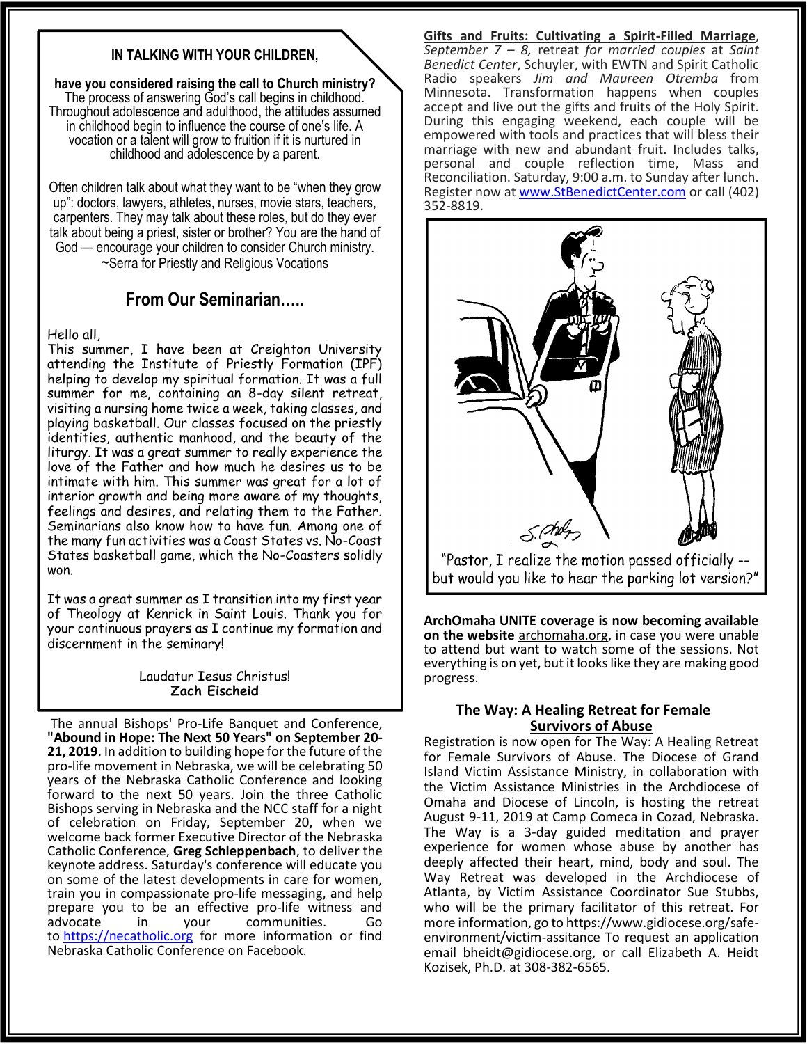**IN TALKING WITH YOUR CHILDREN,**

**have you considered raising the call to Church ministry?** The process of answering God's call begins in childhood. Throughout adolescence and adulthood, the attitudes assumed in childhood begin to influence the course of one's life. A vocation or a talent will grow to fruition if it is nurtured in childhood and adolescence by a parent.

Often children talk about what they want to be "when they grow up": doctors, lawyers, athletes, nurses, movie stars, teachers, carpenters. They may talk about these roles, but do they ever talk about being a priest, sister or brother? You are the hand of God — encourage your children to consider Church ministry.
~Serra for Priestly and Religious Vocations

## From Our Seminarian…..

Hello all,
This summer, I have been at Creighton University attending the Institute of Priestly Formation (IPF) helping to develop my spiritual formation. It was a full summer for me, containing an 8-day silent retreat, visiting a nursing home twice a week, taking classes, and playing basketball. Our classes focused on the priestly identities, authentic manhood, and the beauty of the liturgy. It was a great summer to really experience the love of the Father and how much he desires us to be intimate with him. This summer was great for a lot of interior growth and being more aware of my thoughts, feelings and desires, and relating them to the Father. Seminarians also know how to have fun. Among one of the many fun activities was a Coast States vs. No-Coast States basketball game, which the No-Coasters solidly won.

It was a great summer as I transition into my first year of Theology at Kenrick in Saint Louis. Thank you for your continuous prayers as I continue my formation and discernment in the seminary!

Laudatur Iesus Christus!
**Zach Eischeid**

The annual Bishops' Pro-Life Banquet and Conference, **"Abound in Hope: The Next 50 Years" on September 20-21, 2019**. In addition to building hope for the future of the pro-life movement in Nebraska, we will be celebrating 50 years of the Nebraska Catholic Conference and looking forward to the next 50 years. Join the three Catholic Bishops serving in Nebraska and the NCC staff for a night of celebration on Friday, September 20, when we welcome back former Executive Director of the Nebraska Catholic Conference, **Greg Schleppenbach**, to deliver the keynote address. Saturday's conference will educate you on some of the latest developments in care for women, train you in compassionate pro-life messaging, and help prepare you to be an effective pro-life witness and advocate in your communities. Go to https://necatholic.org for more information or find Nebraska Catholic Conference on Facebook.

**Gifts and Fruits: Cultivating a Spirit-Filled Marriage**, *September 7 – 8,* retreat *for married couples* at *Saint Benedict Center*, Schuyler, with EWTN and Spirit Catholic Radio speakers *Jim and Maureen Otremba* from Minnesota. Transformation happens when couples accept and live out the gifts and fruits of the Holy Spirit. During this engaging weekend, each couple will be empowered with tools and practices that will bless their marriage with new and abundant fruit. Includes talks, personal and couple reflection time, Mass and Reconciliation. Saturday, 9:00 a.m. to Sunday after lunch. Register now at www.StBenedictCenter.com or call (402) 352-8819.

"Pastor, I realize the motion passed officially -- but would you like to hear the parking lot version?"

**ArchOmaha UNITE coverage is now becoming available on the website** archomaha.org, in case you were unable to attend but want to watch some of the sessions. Not everything is on yet, but it looks like they are making good progress.

### The Way: A Healing Retreat for Female Survivors of Abuse

Registration is now open for The Way: A Healing Retreat for Female Survivors of Abuse. The Diocese of Grand Island Victim Assistance Ministry, in collaboration with the Victim Assistance Ministries in the Archdiocese of Omaha and Diocese of Lincoln, is hosting the retreat August 9-11, 2019 at Camp Comeca in Cozad, Nebraska. The Way is a 3-day guided meditation and prayer experience for women whose abuse by another has deeply affected their heart, mind, body and soul. The Way Retreat was developed in the Archdiocese of Atlanta, by Victim Assistance Coordinator Sue Stubbs, who will be the primary facilitator of this retreat. For more information, go to https://www.gidiocese.org/safe-environment/victim-assitance To request an application email bheidt@gidiocese.org, or call Elizabeth A. Heidt Kozisek, Ph.D. at 308-382-6565.